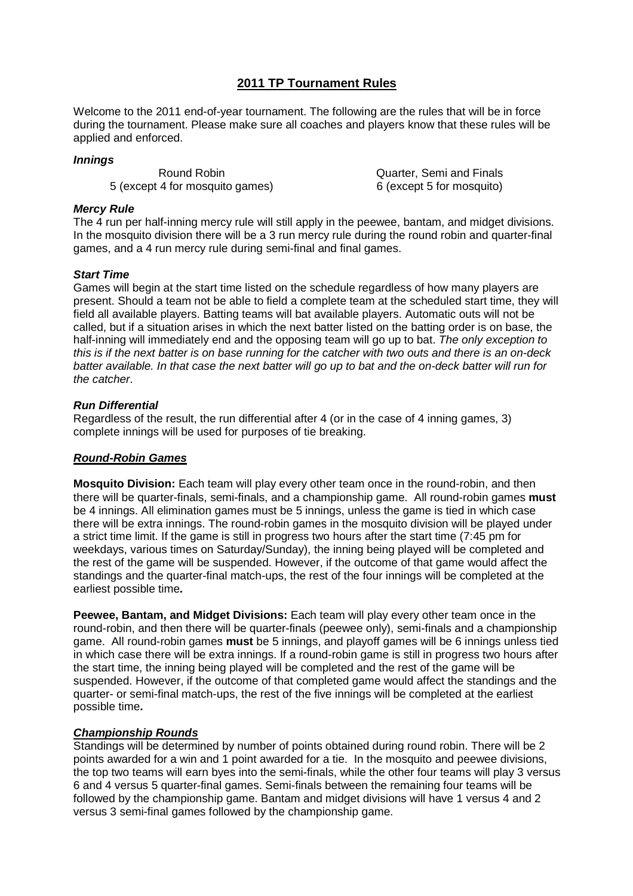# 2011 TP Tournament Rules

Welcome to the 2011 end-of-year tournament. The following are the rules that will be in force during the tournament. Please make sure all coaches and players know that these rules will be applied and enforced.

***Innings***

| Round Robin | Quarter, Semi and Finals |
| --- | --- |
| 5 (except 4 for mosquito games) | 6 (except 5 for mosquito) |

***Mercy Rule***

The 4 run per half-inning mercy rule will still apply in the peewee, bantam, and midget divisions. In the mosquito division there will be a 3 run mercy rule during the round robin and quarter-final games, and a 4 run mercy rule during semi-final and final games.

***Start Time***

Games will begin at the start time listed on the schedule regardless of how many players are present. Should a team not be able to field a complete team at the scheduled start time, they will field all available players. Batting teams will bat available players. Automatic outs will not be called, but if a situation arises in which the next batter listed on the batting order is on base, the half-inning will immediately end and the opposing team will go up to bat. *The only exception to this is if the next batter is on base running for the catcher with two outs and there is an on-deck batter available. In that case the next batter will go up to bat and the on-deck batter will run for the catcher*.

***Run Differential***

Regardless of the result, the run differential after 4 (or in the case of 4 inning games, 3) complete innings will be used for purposes of tie breaking.

***Round-Robin Games***

**Mosquito Division:** Each team will play every other team once in the round-robin, and then there will be quarter-finals, semi-finals, and a championship game. All round-robin games **must** be 4 innings. All elimination games must be 5 innings, unless the game is tied in which case there will be extra innings. The round-robin games in the mosquito division will be played under a strict time limit. If the game is still in progress two hours after the start time (7:45 pm for weekdays, various times on Saturday/Sunday), the inning being played will be completed and the rest of the game will be suspended. However, if the outcome of that game would affect the standings and the quarter-final match-ups, the rest of the four innings will be completed at the earliest possible time**.**

**Peewee, Bantam, and Midget Divisions:** Each team will play every other team once in the round-robin, and then there will be quarter-finals (peewee only), semi-finals and a championship game. All round-robin games **must** be 5 innings, and playoff games will be 6 innings unless tied in which case there will be extra innings. If a round-robin game is still in progress two hours after the start time, the inning being played will be completed and the rest of the game will be suspended. However, if the outcome of that completed game would affect the standings and the quarter- or semi-final match-ups, the rest of the five innings will be completed at the earliest possible time**.**

***Championship Rounds***

Standings will be determined by number of points obtained during round robin. There will be 2 points awarded for a win and 1 point awarded for a tie. In the mosquito and peewee divisions, the top two teams will earn byes into the semi-finals, while the other four teams will play 3 versus 6 and 4 versus 5 quarter-final games. Semi-finals between the remaining four teams will be followed by the championship game. Bantam and midget divisions will have 1 versus 4 and 2 versus 3 semi-final games followed by the championship game.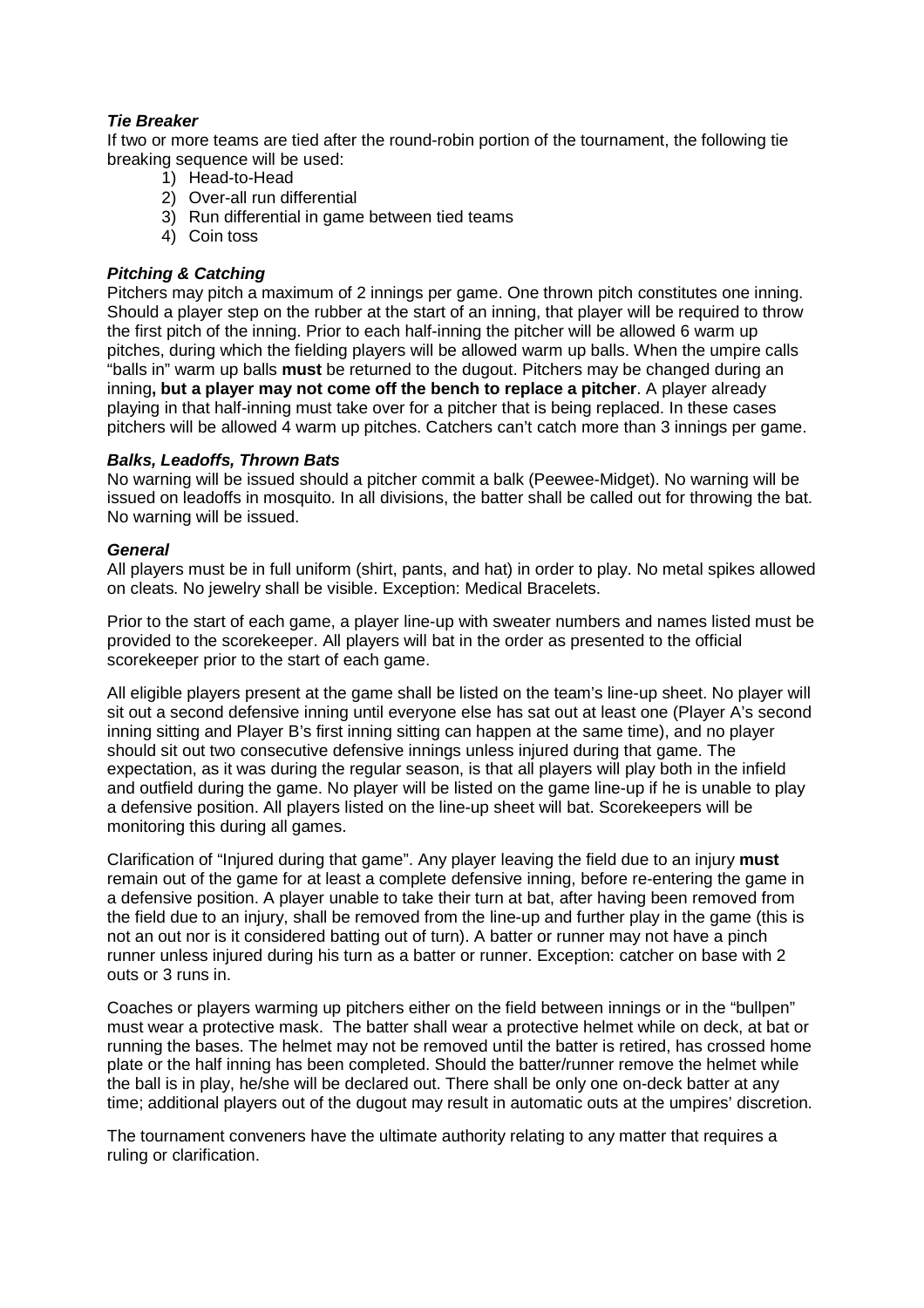***Tie Breaker***

If two or more teams are tied after the round-robin portion of the tournament, the following tie breaking sequence will be used:

1) Head-to-Head
2) Over-all run differential
3) Run differential in game between tied teams
4) Coin toss

***Pitching & Catching***

Pitchers may pitch a maximum of 2 innings per game. One thrown pitch constitutes one inning. Should a player step on the rubber at the start of an inning, that player will be required to throw the first pitch of the inning. Prior to each half-inning the pitcher will be allowed 6 warm up pitches, during which the fielding players will be allowed warm up balls. When the umpire calls "balls in" warm up balls **must** be returned to the dugout. Pitchers may be changed during an inning**, but a player may not come off the bench to replace a pitcher**. A player already playing in that half-inning must take over for a pitcher that is being replaced. In these cases pitchers will be allowed 4 warm up pitches. Catchers can't catch more than 3 innings per game.

***Balks, Leadoffs, Thrown Bats***

No warning will be issued should a pitcher commit a balk (Peewee-Midget). No warning will be issued on leadoffs in mosquito. In all divisions, the batter shall be called out for throwing the bat. No warning will be issued.

***General***

All players must be in full uniform (shirt, pants, and hat) in order to play. No metal spikes allowed on cleats. No jewelry shall be visible. Exception: Medical Bracelets.

Prior to the start of each game, a player line-up with sweater numbers and names listed must be provided to the scorekeeper. All players will bat in the order as presented to the official scorekeeper prior to the start of each game.

All eligible players present at the game shall be listed on the team's line-up sheet. No player will sit out a second defensive inning until everyone else has sat out at least one (Player A's second inning sitting and Player B's first inning sitting can happen at the same time), and no player should sit out two consecutive defensive innings unless injured during that game. The expectation, as it was during the regular season, is that all players will play both in the infield and outfield during the game. No player will be listed on the game line-up if he is unable to play a defensive position. All players listed on the line-up sheet will bat. Scorekeepers will be monitoring this during all games.

Clarification of "Injured during that game". Any player leaving the field due to an injury **must** remain out of the game for at least a complete defensive inning, before re-entering the game in a defensive position. A player unable to take their turn at bat, after having been removed from the field due to an injury, shall be removed from the line-up and further play in the game (this is not an out nor is it considered batting out of turn). A batter or runner may not have a pinch runner unless injured during his turn as a batter or runner. Exception: catcher on base with 2 outs or 3 runs in.

Coaches or players warming up pitchers either on the field between innings or in the "bullpen" must wear a protective mask. The batter shall wear a protective helmet while on deck, at bat or running the bases. The helmet may not be removed until the batter is retired, has crossed home plate or the half inning has been completed. Should the batter/runner remove the helmet while the ball is in play, he/she will be declared out. There shall be only one on-deck batter at any time; additional players out of the dugout may result in automatic outs at the umpires' discretion.

The tournament conveners have the ultimate authority relating to any matter that requires a ruling or clarification.